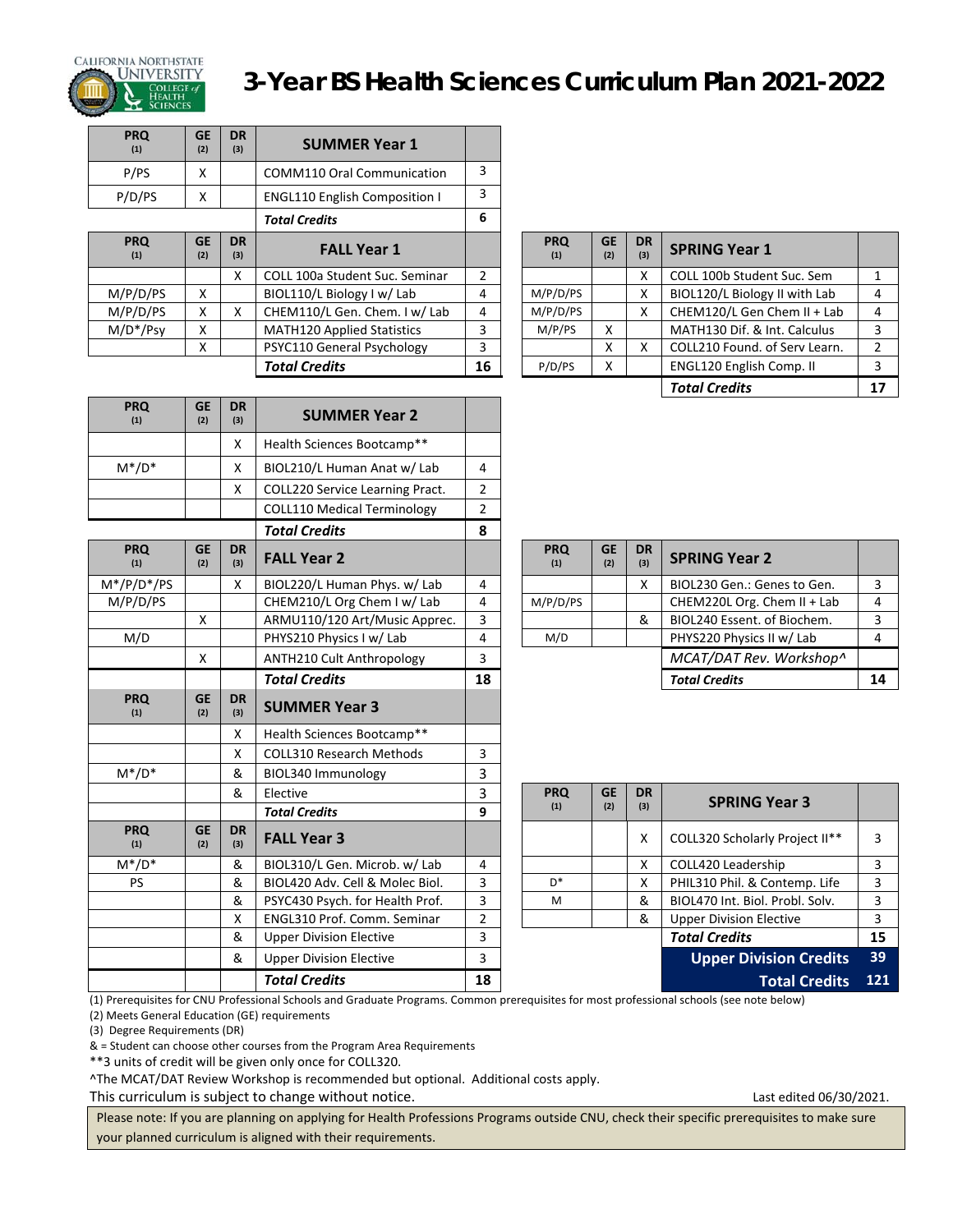# 3-Year BS Health Sciences Curriculum Plan 2021-2022

CALIFORNIA NORTHSTATE UNIVERSITY COLLEGE of HEALTH SCIENCES

| PRQ (1) | GE (2) | DR (3) | SUMMER Year 1 | |
|---|---|---|---|---|
| P/PS | X | | COMM110 Oral Communication | 3 |
| P/D/PS | X | | ENGL110 English Composition I | 3 |
| | | | ***Total Credits*** | **6** |

| PRQ (1) | GE (2) | DR (3) | FALL Year 1 | |
|---|---|---|---|---|
| | | X | COLL 100a Student Suc. Seminar | 2 |
| M/P/D/PS | X | | BIOL110/L Biology I w/ Lab | 4 |
| M/P/D/PS | X | X | CHEM110/L Gen. Chem. I w/ Lab | 4 |
| M/D*/Psy | X | | MATH120 Applied Statistics | 3 |
| | X | | PSYC110 General Psychology | 3 |
| | | | ***Total Credits*** | **16** |

| PRQ (1) | GE (2) | DR (3) | SPRING Year 1 | |
|---|---|---|---|---|
| | | X | COLL 100b Student Suc. Sem | 1 |
| M/P/D/PS | | X | BIOL120/L Biology II with Lab | 4 |
| M/P/D/PS | | X | CHEM120/L Gen Chem II + Lab | 4 |
| M/P/PS | X | | MATH130 Dif. & Int. Calculus | 3 |
| | X | X | COLL210 Found. of Serv Learn. | 2 |
| P/D/PS | X | | ENGL120 English Comp. II | 3 |
| | | | ***Total Credits*** | **17** |

| PRQ (1) | GE (2) | DR (3) | SUMMER Year 2 | |
|---|---|---|---|---|
| | | X | Health Sciences Bootcamp** | |
| M*/D* | | X | BIOL210/L Human Anat w/ Lab | 4 |
| | | X | COLL220 Service Learning Pract. | 2 |
| | | | COLL110 Medical Terminology | 2 |
| | | | ***Total Credits*** | **8** |

| PRQ (1) | GE (2) | DR (3) | FALL Year 2 | |
|---|---|---|---|---|
| M*/P/D*/PS | | X | BIOL220/L Human Phys. w/ Lab | 4 |
| M/P/D/PS | | | CHEM210/L Org Chem I w/ Lab | 4 |
| | X | | ARMU110/120 Art/Music Apprec. | 3 |
| M/D | | | PHYS210 Physics I w/ Lab | 4 |
| | X | | ANTH210 Cult Anthropology | 3 |
| | | | ***Total Credits*** | **18** |

| PRQ (1) | GE (2) | DR (3) | SPRING Year 2 | |
|---|---|---|---|---|
| | | X | BIOL230 Gen.: Genes to Gen. | 3 |
| M/P/D/PS | | | CHEM220L Org. Chem II + Lab | 4 |
| | | & | BIOL240 Essent. of Biochem. | 3 |
| M/D | | | PHYS220 Physics II w/ Lab | 4 |
| | | | *MCAT/DAT Rev. Workshop^* | |
| | | | ***Total Credits*** | **14** |

| PRQ (1) | GE (2) | DR (3) | SUMMER Year 3 | |
|---|---|---|---|---|
| | | X | Health Sciences Bootcamp** | |
| | | X | COLL310 Research Methods | 3 |
| M*/D* | | & | BIOL340 Immunology | 3 |
| | | & | Elective | 3 |
| | | | ***Total Credits*** | **9** |

| PRQ (1) | GE (2) | DR (3) | FALL Year 3 | |
|---|---|---|---|---|
| M*/D* | | & | BIOL310/L Gen. Microb. w/ Lab | 4 |
| PS | | & | BIOL420 Adv. Cell & Molec Biol. | 3 |
| | | & | PSYC430 Psych. for Health Prof. | 3 |
| | | X | ENGL310 Prof. Comm. Seminar | 2 |
| | | & | Upper Division Elective | 3 |
| | | & | Upper Division Elective | 3 |
| | | | ***Total Credits*** | **18** |

| PRQ (1) | GE (2) | DR (3) | SPRING Year 3 | |
|---|---|---|---|---|
| | | X | COLL320 Scholarly Project II** | 3 |
| | | X | COLL420 Leadership | 3 |
| D* | | X | PHIL310 Phil. & Contemp. Life | 3 |
| M | | & | BIOL470 Int. Biol. Probl. Solv. | 3 |
| | | & | Upper Division Elective | 3 |
| | | | ***Total Credits*** | **15** |
| | | | **Upper Division Credits** | **39** |
| | | | **Total Credits** | **121** |

(1) Prerequisites for CNU Professional Schools and Graduate Programs. Common prerequisites for most professional schools (see note below)

(2) Meets General Education (GE) requirements

(3) Degree Requirements (DR)

& = Student can choose other courses from the Program Area Requirements

**3 units of credit will be given only once for COLL320.

^The MCAT/DAT Review Workshop is recommended but optional. Additional costs apply.

This curriculum is subject to change without notice.

Last edited 06/30/2021.

Please note: If you are planning on applying for Health Professions Programs outside CNU, check their specific prerequisites to make sure your planned curriculum is aligned with their requirements.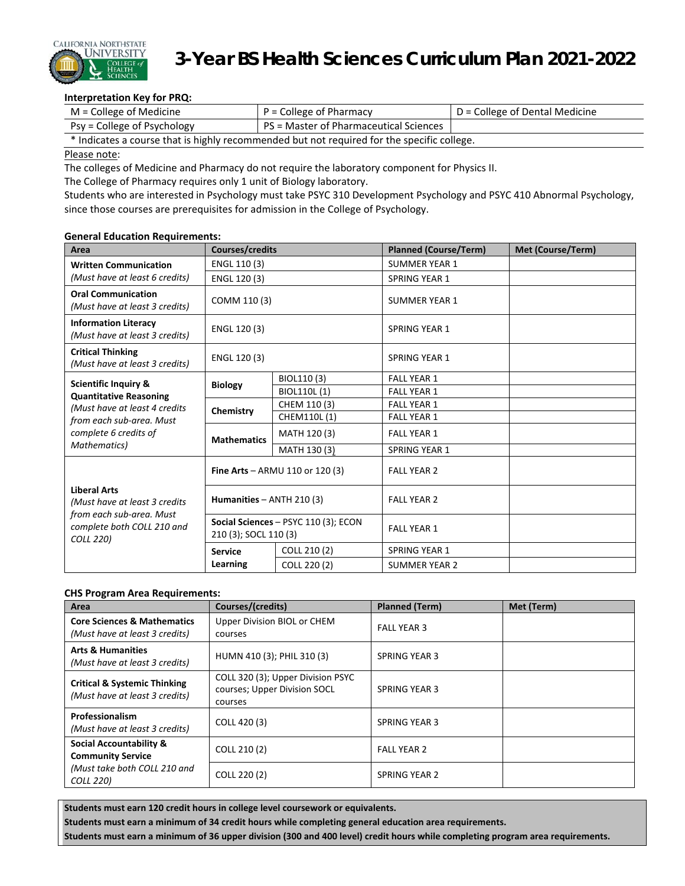# 3-Year BS Health Sciences Curriculum Plan 2021-2022

**Interpretation Key for PRQ:**

| | | |
|---|---|---|
| M = College of Medicine | P = College of Pharmacy | D = College of Dental Medicine |
| Psy = College of Psychology | PS = Master of Pharmaceutical Sciences | |
| * Indicates a course that is highly recommended but not required for the specific college. | | |

Please note:

The colleges of Medicine and Pharmacy do not require the laboratory component for Physics II.

The College of Pharmacy requires only 1 unit of Biology laboratory.

Students who are interested in Psychology must take PSYC 310 Development Psychology and PSYC 410 Abnormal Psychology, since those courses are prerequisites for admission in the College of Psychology.

**General Education Requirements:**

| Area | Courses/credits | | Planned (Course/Term) | Met (Course/Term) |
|---|---|---|---|---|
| **Written Communication** *(Must have at least 6 credits)* | ENGL 110 (3) | | SUMMER YEAR 1 | |
| | ENGL 120 (3) | | SPRING YEAR 1 | |
| **Oral Communication** *(Must have at least 3 credits)* | COMM 110 (3) | | SUMMER YEAR 1 | |
| **Information Literacy** *(Must have at least 3 credits)* | ENGL 120 (3) | | SPRING YEAR 1 | |
| **Critical Thinking** *(Must have at least 3 credits)* | ENGL 120 (3) | | SPRING YEAR 1 | |
| **Scientific Inquiry & Quantitative Reasoning** *(Must have at least 4 credits from each sub-area. Must complete 6 credits of Mathematics)* | **Biology** | BIOL110 (3) | FALL YEAR 1 | |
| | | BIOL110L (1) | FALL YEAR 1 | |
| | **Chemistry** | CHEM 110 (3) | FALL YEAR 1 | |
| | | CHEM110L (1) | FALL YEAR 1 | |
| | **Mathematics** | MATH 120 (3) | FALL YEAR 1 | |
| | | MATH 130 (3) | SPRING YEAR 1 | |
| **Liberal Arts** *(Must have at least 3 credits from each sub-area. Must complete both COLL 210 and COLL 220)* | **Fine Arts** – ARMU 110 or 120 (3) | | FALL YEAR 2 | |
| | **Humanities** – ANTH 210 (3) | | FALL YEAR 2 | |
| | **Social Sciences** – PSYC 110 (3); ECON 210 (3); SOCL 110 (3) | | FALL YEAR 1 | |
| | **Service Learning** | COLL 210 (2) | SPRING YEAR 1 | |
| | | COLL 220 (2) | SUMMER YEAR 2 | |

**CHS Program Area Requirements:**

| Area | Courses/(credits) | Planned (Term) | Met (Term) |
|---|---|---|---|
| **Core Sciences & Mathematics** *(Must have at least 3 credits)* | Upper Division BIOL or CHEM courses | FALL YEAR 3 | |
| **Arts & Humanities** *(Must have at least 3 credits)* | HUMN 410 (3); PHIL 310 (3) | SPRING YEAR 3 | |
| **Critical & Systemic Thinking** *(Must have at least 3 credits)* | COLL 320 (3); Upper Division PSYC courses; Upper Division SOCL courses | SPRING YEAR 3 | |
| **Professionalism** *(Must have at least 3 credits)* | COLL 420 (3) | SPRING YEAR 3 | |
| **Social Accountability & Community Service** *(Must take both COLL 210 and COLL 220)* | COLL 210 (2) | FALL YEAR 2 | |
| | COLL 220 (2) | SPRING YEAR 2 | |

**Students must earn 120 credit hours in college level coursework or equivalents.**
**Students must earn a minimum of 34 credit hours while completing general education area requirements.**
**Students must earn a minimum of 36 upper division (300 and 400 level) credit hours while completing program area requirements.**